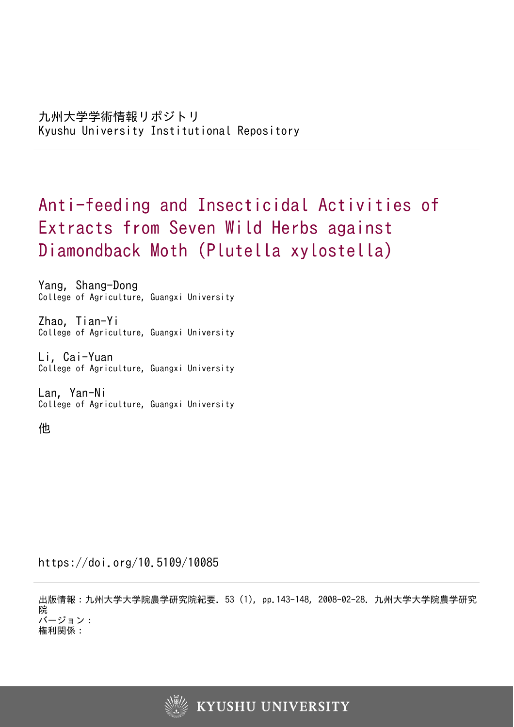九州大学学術情報リポジトリ
Kyushu University Institutional Repository

# Anti-feeding and Insecticidal Activities of Extracts from Seven Wild Herbs against Diamondback Moth (Plutella xylostella)

Yang, Shang-Dong
College of Agriculture, Guangxi University

Zhao, Tian-Yi
College of Agriculture, Guangxi University

Li, Cai-Yuan
College of Agriculture, Guangxi University

Lan, Yan-Ni
College of Agriculture, Guangxi University

他

https://doi.org/10.5109/10085

出版情報：九州大学大学院農学研究院紀要. 53 (1), pp.143-148, 2008-02-28. 九州大学大学院農学研究院
バージョン：
権利関係：

KYUSHU UNIVERSITY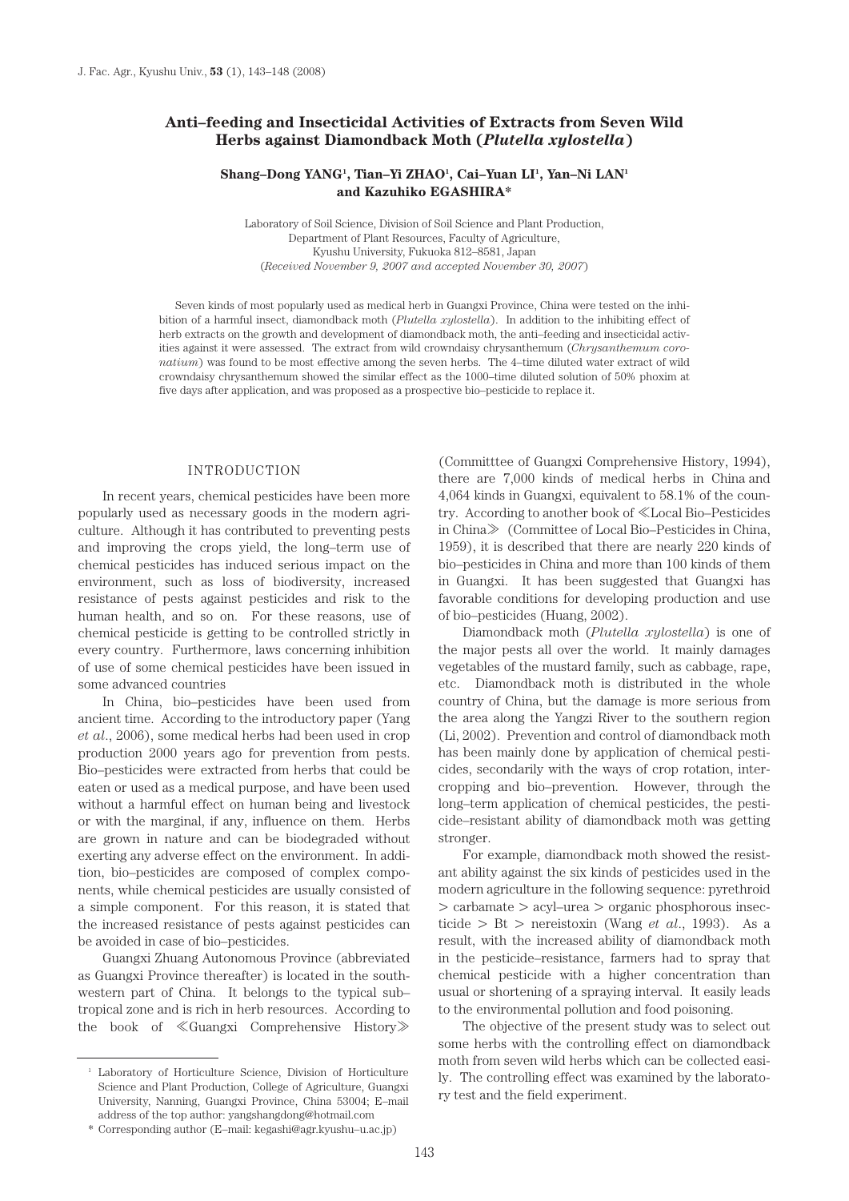# Anti–feeding and Insecticidal Activities of Extracts from Seven Wild Herbs against Diamondback Moth (*Plutella xylostella*)

**Shang–Dong YANG[1], Tian–Yi ZHAO[1], Cai–Yuan LI[1], Yan–Ni LAN[1] and Kazuhiko EGASHIRA***

Laboratory of Soil Science, Division of Soil Science and Plant Production, Department of Plant Resources, Faculty of Agriculture, Kyushu University, Fukuoka 812–8581, Japan
(*Received November 9, 2007 and accepted November 30, 2007*)

Seven kinds of most popularly used as medical herb in Guangxi Province, China were tested on the inhibition of a harmful insect, diamondback moth (*Plutella xylostella*). In addition to the inhibiting effect of herb extracts on the growth and development of diamondback moth, the anti–feeding and insecticidal activities against it were assessed. The extract from wild crowndaisy chrysanthemum (*Chrysanthemum coronatium*) was found to be most effective among the seven herbs. The 4–time diluted water extract of wild crowndaisy chrysanthemum showed the similar effect as the 1000–time diluted solution of 50% phoxim at five days after application, and was proposed as a prospective bio–pesticide to replace it.

## INTRODUCTION

In recent years, chemical pesticides have been more popularly used as necessary goods in the modern agriculture. Although it has contributed to preventing pests and improving the crops yield, the long–term use of chemical pesticides has induced serious impact on the environment, such as loss of biodiversity, increased resistance of pests against pesticides and risk to the human health, and so on. For these reasons, use of chemical pesticide is getting to be controlled strictly in every country. Furthermore, laws concerning inhibition of use of some chemical pesticides have been issued in some advanced countries

In China, bio–pesticides have been used from ancient time. According to the introductory paper (Yang *et al*., 2006), some medical herbs had been used in crop production 2000 years ago for prevention from pests. Bio–pesticides were extracted from herbs that could be eaten or used as a medical purpose, and have been used without a harmful effect on human being and livestock or with the marginal, if any, influence on them. Herbs are grown in nature and can be biodegraded without exerting any adverse effect on the environment. In addition, bio–pesticides are composed of complex components, while chemical pesticides are usually consisted of a simple component. For this reason, it is stated that the increased resistance of pests against pesticides can be avoided in case of bio–pesticides.

Guangxi Zhuang Autonomous Province (abbreviated as Guangxi Province thereafter) is located in the southwestern part of China. It belongs to the typical sub–tropical zone and is rich in herb resources. According to the book of ≪Guangxi Comprehensive History≫ (Committtee of Guangxi Comprehensive History, 1994), there are 7,000 kinds of medical herbs in China and 4,064 kinds in Guangxi, equivalent to 58.1% of the country. According to another book of ≪Local Bio–Pesticides in China≫ (Committee of Local Bio–Pesticides in China, 1959), it is described that there are nearly 220 kinds of bio–pesticides in China and more than 100 kinds of them in Guangxi. It has been suggested that Guangxi has favorable conditions for developing production and use of bio–pesticides (Huang, 2002).

Diamondback moth (*Plutella xylostella*) is one of the major pests all over the world. It mainly damages vegetables of the mustard family, such as cabbage, rape, etc. Diamondback moth is distributed in the whole country of China, but the damage is more serious from the area along the Yangzi River to the southern region (Li, 2002). Prevention and control of diamondback moth has been mainly done by application of chemical pesticides, secondarily with the ways of crop rotation, intercropping and bio–prevention. However, through the long–term application of chemical pesticides, the pesticide–resistant ability of diamondback moth was getting stronger.

For example, diamondback moth showed the resistant ability against the six kinds of pesticides used in the modern agriculture in the following sequence: pyrethroid > carbamate > acyl–urea > organic phosphorous insecticide > Bt > nereistoxin (Wang *et al*., 1993). As a result, with the increased ability of diamondback moth in the pesticide–resistance, farmers had to spray that chemical pesticide with a higher concentration than usual or shortening of a spraying interval. It easily leads to the environmental pollution and food poisoning.

The objective of the present study was to select out some herbs with the controlling effect on diamondback moth from seven wild herbs which can be collected easily. The controlling effect was examined by the laboratory test and the field experiment.

---

[1] Laboratory of Horticulture Science, Division of Horticulture Science and Plant Production, College of Agriculture, Guangxi University, Nanning, Guangxi Province, China 53004; E–mail address of the top author: yangshangdong@hotmail.com

\* Corresponding author (E–mail: kegashi@agr.kyushu–u.ac.jp)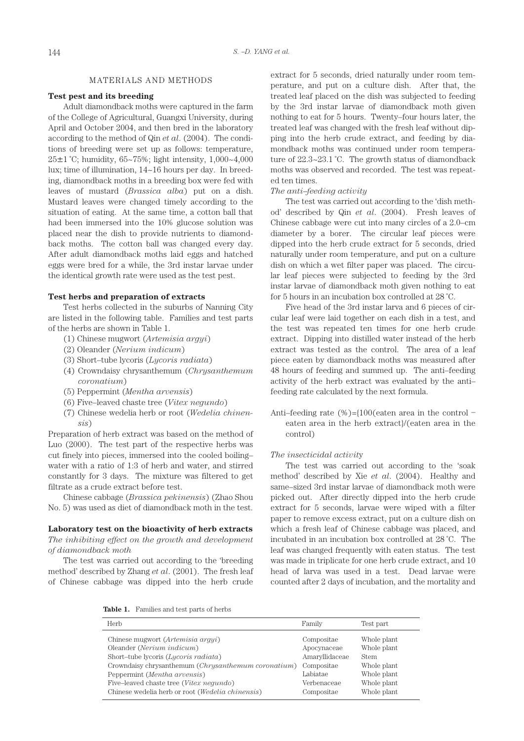## MATERIALS AND METHODS

### Test pest and its breeding

Adult diamondback moths were captured in the farm of the College of Agricultural, Guangxi University, during April and October 2004, and then bred in the laboratory according to the method of Qin *et al*. (2004). The conditions of breeding were set up as follows: temperature, 25±1 ˚C; humidity, 65~75%; light intensity, 1,000~4,000 lux; time of illumination, 14~16 hours per day. In breeding, diamondback moths in a breeding box were fed with leaves of mustard (*Brassica alba*) put on a dish. Mustard leaves were changed timely according to the situation of eating. At the same time, a cotton ball that had been immersed into the 10% glucose solution was placed near the dish to provide nutrients to diamondback moths. The cotton ball was changed every day. After adult diamondback moths laid eggs and hatched eggs were bred for a while, the 3rd instar larvae under the identical growth rate were used as the test pest.

### Test herbs and preparation of extracts

Test herbs collected in the suburbs of Nanning City are listed in the following table. Families and test parts of the herbs are shown in Table 1.

(1) Chinese mugwort (*Artemisia argyi*)
(2) Oleander (*Nerium indicum*)
(3) Short–tube lycoris (*Lycoris radiata*)
(4) Crowndaisy chrysanthemum (*Chrysanthemum coronatium*)
(5) Peppermint (*Mentha arvensis*)
(6) Five–leaved chaste tree (*Vitex negundo*)
(7) Chinese wedelia herb or root (*Wedelia chinensis*)

Preparation of herb extract was based on the method of Luo (2000). The test part of the respective herbs was cut finely into pieces, immersed into the cooled boiling–water with a ratio of 1:3 of herb and water, and stirred constantly for 3 days. The mixture was filtered to get filtrate as a crude extract before test.

Chinese cabbage (*Brassica pekinensis*) (Zhao Shou No. 5) was used as diet of diamondback moth in the test.

### Laboratory test on the bioactivity of herb extracts

*The inhibiting effect on the growth and development of diamondback moth*

The test was carried out according to the 'breeding method' described by Zhang *et al*. (2001). The fresh leaf of Chinese cabbage was dipped into the herb crude extract for 5 seconds, dried naturally under room temperature, and put on a culture dish. After that, the treated leaf placed on the dish was subjected to feeding by the 3rd instar larvae of diamondback moth given nothing to eat for 5 hours. Twenty–four hours later, the treated leaf was changed with the fresh leaf without dipping into the herb crude extract, and feeding by diamondback moths was continued under room temperature of 22.3~23.1 ˚C. The growth status of diamondback moths was observed and recorded. The test was repeated ten times.

*The anti–feeding activity*

The test was carried out according to the 'dish method' described by Qin *et al*. (2004). Fresh leaves of Chinese cabbage were cut into many circles of a 2.0–cm diameter by a borer. The circular leaf pieces were dipped into the herb crude extract for 5 seconds, dried naturally under room temperature, and put on a culture dish on which a wet filter paper was placed. The circular leaf pieces were subjected to feeding by the 3rd instar larvae of diamondback moth given nothing to eat for 5 hours in an incubation box controlled at 28 ˚C.

Five head of the 3rd instar larva and 6 pieces of circular leaf were laid together on each dish in a test, and the test was repeated ten times for one herb crude extract. Dipping into distilled water instead of the herb extract was tested as the control. The area of a leaf piece eaten by diamondback moths was measured after 48 hours of feeding and summed up. The anti–feeding activity of the herb extract was evaluated by the anti–feeding rate calculated by the next formula.

Anti–feeding rate (%)={100(eaten area in the control − eaten area in the herb extract}/(eaten area in the control)

*The insecticidal activity*

The test was carried out according to the 'soak method' described by Xie *et al*. (2004). Healthy and same–sized 3rd instar larvae of diamondback moth were picked out. After directly dipped into the herb crude extract for 5 seconds, larvae were wiped with a filter paper to remove excess extract, put on a culture dish on which a fresh leaf of Chinese cabbage was placed, and incubated in an incubation box controlled at 28 ˚C. The leaf was changed frequently with eaten status. The test was made in triplicate for one herb crude extract, and 10 head of larva was used in a test. Dead larvae were counted after 2 days of incubation, and the mortality and

**Table 1.** Families and test parts of herbs

| Herb | Family | Test part |
|---|---|---|
| Chinese mugwort (*Artemisia argyi*) | Compositae | Whole plant |
| Oleander (*Nerium indicum*) | Apocynaceae | Whole plant |
| Short–tube lycoris (*Lycoris radiata*) | Amaryllidaceae | Stem |
| Crowndaisy chrysanthemum (*Chrysanthemum coronatium*) | Compositae | Whole plant |
| Peppermint (*Mentha arvensis*) | Labiatae | Whole plant |
| Five–leaved chaste tree (*Vitex negundo*) | Verbenaceae | Whole plant |
| Chinese wedelia herb or root (*Wedelia chinensis*) | Compositae | Whole plant |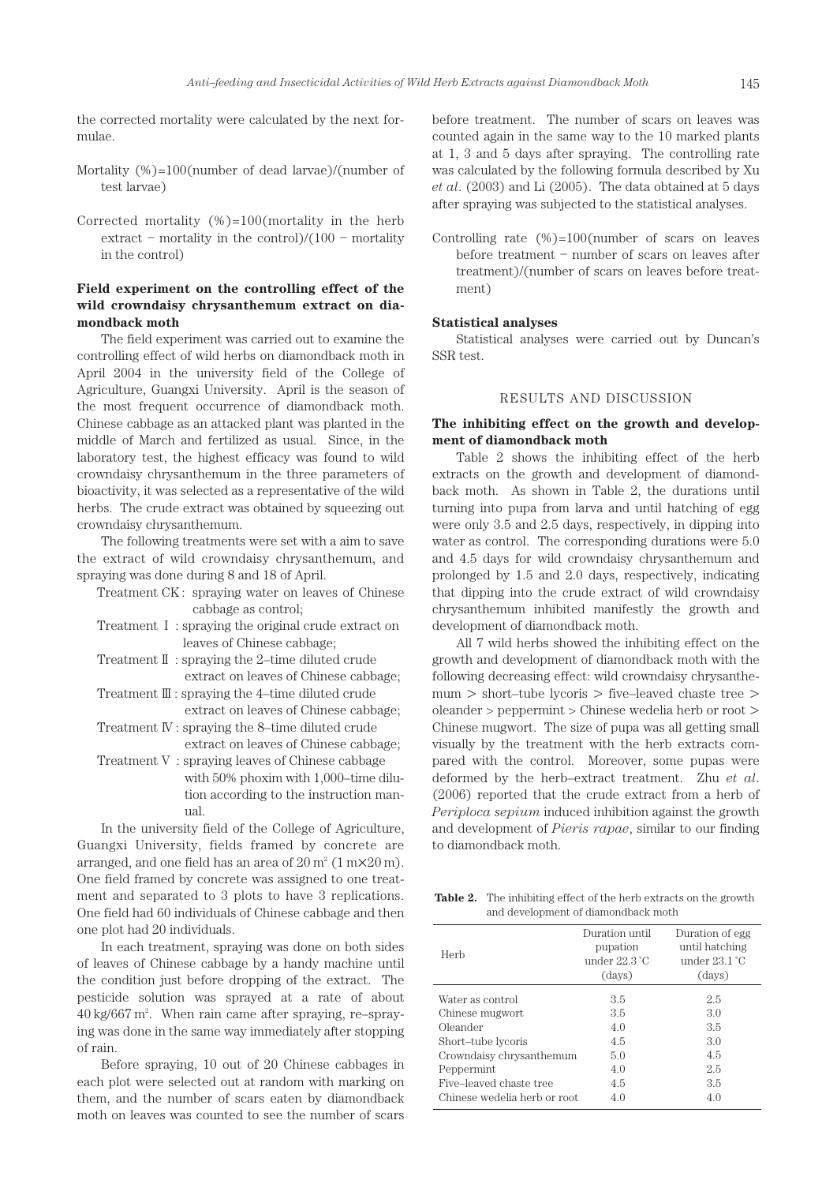the corrected mortality were calculated by the next formulae.

Mortality (%)=100(number of dead larvae)/(number of test larvae)

Corrected mortality (%)=100(mortality in the herb extract − mortality in the control)/(100 − mortality in the control)

### Field experiment on the controlling effect of the wild crowndaisy chrysanthemum extract on diamondback moth

The field experiment was carried out to examine the controlling effect of wild herbs on diamondback moth in April 2004 in the university field of the College of Agriculture, Guangxi University. April is the season of the most frequent occurrence of diamondback moth. Chinese cabbage as an attacked plant was planted in the middle of March and fertilized as usual. Since, in the laboratory test, the highest efficacy was found to wild crowndaisy chrysanthemum in the three parameters of bioactivity, it was selected as a representative of the wild herbs. The crude extract was obtained by squeezing out crowndaisy chrysanthemum.

The following treatments were set with a aim to save the extract of wild crowndaisy chrysanthemum, and spraying was done during 8 and 18 of April.

- Treatment CK: spraying water on leaves of Chinese cabbage as control;
- Treatment I: spraying the original crude extract on leaves of Chinese cabbage;
- Treatment II: spraying the 2–time diluted crude extract on leaves of Chinese cabbage;
- Treatment III: spraying the 4–time diluted crude extract on leaves of Chinese cabbage;
- Treatment IV: spraying the 8–time diluted crude extract on leaves of Chinese cabbage;
- Treatment V: spraying leaves of Chinese cabbage with 50% phoxim with 1,000–time dilution according to the instruction manual.

In the university field of the College of Agriculture, Guangxi University, fields framed by concrete are arranged, and one field has an area of 20 $m^2$ (1 m×20 m). One field framed by concrete was assigned to one treatment and separated to 3 plots to have 3 replications. One field had 60 individuals of Chinese cabbage and then one plot had 20 individuals.

In each treatment, spraying was done on both sides of leaves of Chinese cabbage by a handy machine until the condition just before dropping of the extract. The pesticide solution was sprayed at a rate of about 40 kg/667 $m^2$. When rain came after spraying, re–spraying was done in the same way immediately after stopping of rain.

Before spraying, 10 out of 20 Chinese cabbages in each plot were selected out at random with marking on them, and the number of scars eaten by diamondback moth on leaves was counted to see the number of scars before treatment. The number of scars on leaves was counted again in the same way to the 10 marked plants at 1, 3 and 5 days after spraying. The controlling rate was calculated by the following formula described by Xu *et al.* (2003) and Li (2005). The data obtained at 5 days after spraying was subjected to the statistical analyses.

Controlling rate (%)=100(number of scars on leaves before treatment − number of scars on leaves after treatment)/(number of scars on leaves before treatment)

### Statistical analyses

Statistical analyses were carried out by Duncan's SSR test.

## RESULTS AND DISCUSSION

### The inhibiting effect on the growth and development of diamondback moth

Table 2 shows the inhibiting effect of the herb extracts on the growth and development of diamondback moth. As shown in Table 2, the durations until turning into pupa from larva and until hatching of egg were only 3.5 and 2.5 days, respectively, in dipping into water as control. The corresponding durations were 5.0 and 4.5 days for wild crowndaisy chrysanthemum and prolonged by 1.5 and 2.0 days, respectively, indicating that dipping into the crude extract of wild crowndaisy chrysanthemum inhibited manifestly the growth and development of diamondback moth.

All 7 wild herbs showed the inhibiting effect on the growth and development of diamondback moth with the following decreasing effect: wild crowndaisy chrysanthemum > short–tube lycoris > five–leaved chaste tree > oleander > peppermint > Chinese wedelia herb or root > Chinese mugwort. The size of pupa was all getting small visually by the treatment with the herb extracts compared with the control. Moreover, some pupas were deformed by the herb–extract treatment. Zhu *et al.* (2006) reported that the crude extract from a herb of *Periploca sepium* induced inhibition against the growth and development of *Pieris rapae*, similar to our finding to diamondback moth.

**Table 2.** The inhibiting effect of the herb extracts on the growth and development of diamondback moth

| Herb | Duration until pupation under 22.3 °C (days) | Duration of egg until hatching under 23.1 °C (days) |
|---|---|---|
| Water as control | 3.5 | 2.5 |
| Chinese mugwort | 3.5 | 3.0 |
| Oleander | 4.0 | 3.5 |
| Short–tube lycoris | 4.5 | 3.0 |
| Crowndaisy chrysanthemum | 5.0 | 4.5 |
| Peppermint | 4.0 | 2.5 |
| Five–leaved chaste tree | 4.5 | 3.5 |
| Chinese wedelia herb or root | 4.0 | 4.0 |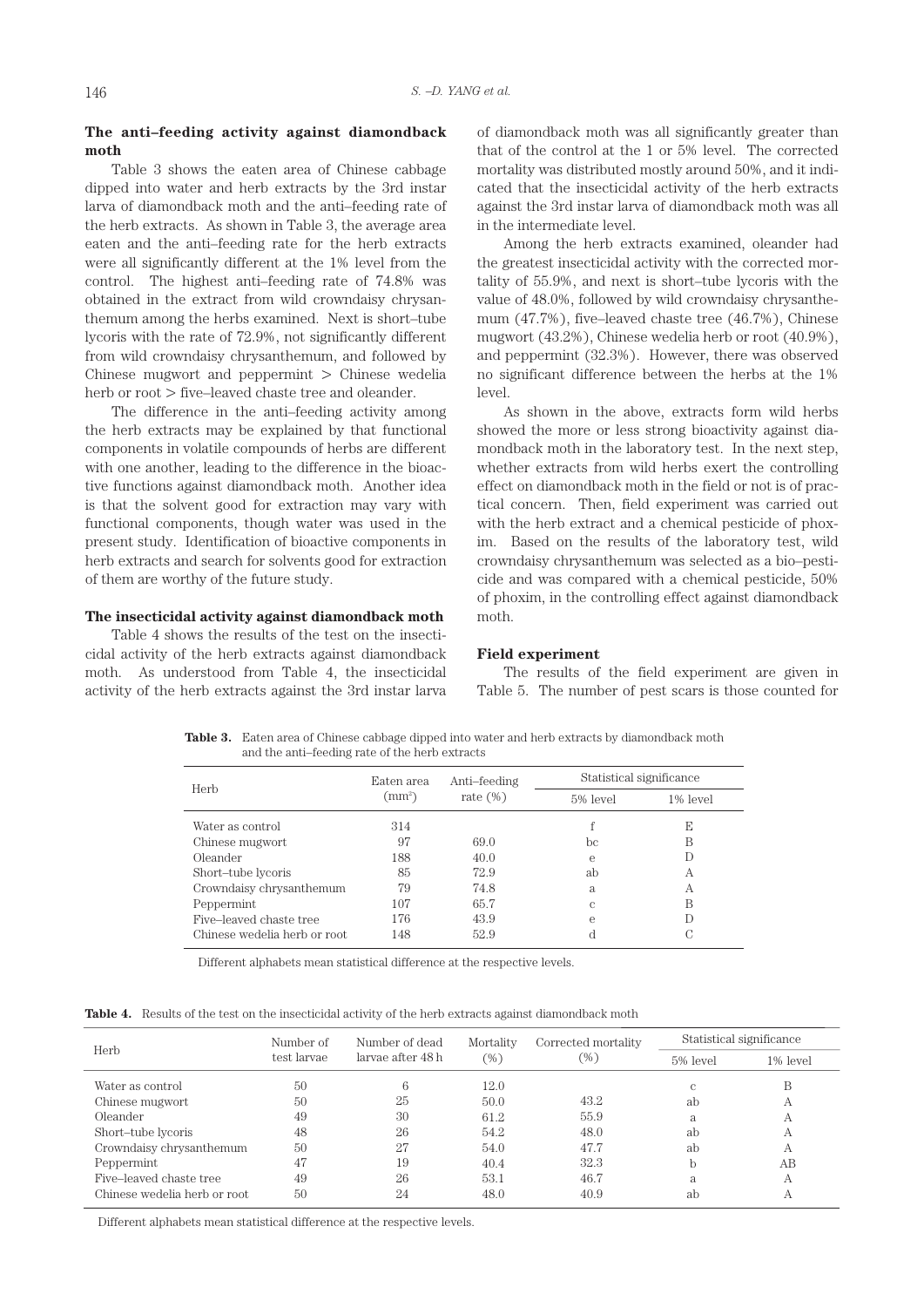### The anti–feeding activity against diamondback moth

Table 3 shows the eaten area of Chinese cabbage dipped into water and herb extracts by the 3rd instar larva of diamondback moth and the anti–feeding rate of the herb extracts. As shown in Table 3, the average area eaten and the anti–feeding rate for the herb extracts were all significantly different at the 1% level from the control. The highest anti–feeding rate of 74.8% was obtained in the extract from wild crowndaisy chrysanthemum among the herbs examined. Next is short–tube lycoris with the rate of 72.9%, not significantly different from wild crowndaisy chrysanthemum, and followed by Chinese mugwort and peppermint > Chinese wedelia herb or root > five–leaved chaste tree and oleander.

The difference in the anti–feeding activity among the herb extracts may be explained by that functional components in volatile compounds of herbs are different with one another, leading to the difference in the bioactive functions against diamondback moth. Another idea is that the solvent good for extraction may vary with functional components, though water was used in the present study. Identification of bioactive components in herb extracts and search for solvents good for extraction of them are worthy of the future study.

### The insecticidal activity against diamondback moth

Table 4 shows the results of the test on the insecticidal activity of the herb extracts against diamondback moth. As understood from Table 4, the insecticidal activity of the herb extracts against the 3rd instar larva of diamondback moth was all significantly greater than that of the control at the 1 or 5% level. The corrected mortality was distributed mostly around 50%, and it indicated that the insecticidal activity of the herb extracts against the 3rd instar larva of diamondback moth was all in the intermediate level.

Among the herb extracts examined, oleander had the greatest insecticidal activity with the corrected mortality of 55.9%, and next is short–tube lycoris with the value of 48.0%, followed by wild crowndaisy chrysanthemum (47.7%), five–leaved chaste tree (46.7%), Chinese mugwort (43.2%), Chinese wedelia herb or root (40.9%), and peppermint (32.3%). However, there was observed no significant difference between the herbs at the 1% level.

As shown in the above, extracts form wild herbs showed the more or less strong bioactivity against diamondback moth in the laboratory test. In the next step, whether extracts from wild herbs exert the controlling effect on diamondback moth in the field or not is of practical concern. Then, field experiment was carried out with the herb extract and a chemical pesticide of phoxim. Based on the results of the laboratory test, wild crowndaisy chrysanthemum was selected as a bio–pesticide and was compared with a chemical pesticide, 50% of phoxim, in the controlling effect against diamondback moth.

### Field experiment

The results of the field experiment are given in Table 5. The number of pest scars is those counted for

**Table 3.** Eaten area of Chinese cabbage dipped into water and herb extracts by diamondback moth and the anti–feeding rate of the herb extracts

| Herb | Eaten area ($mm^2$) | Anti–feeding rate (%) | Statistical significance | |
|---|---|---|---|---|
| | | | 5% level | 1% level |
| Water as control | 314 | | f | E |
| Chinese mugwort | 97 | 69.0 | bc | B |
| Oleander | 188 | 40.0 | e | D |
| Short–tube lycoris | 85 | 72.9 | ab | A |
| Crowndaisy chrysanthemum | 79 | 74.8 | a | A |
| Peppermint | 107 | 65.7 | c | B |
| Five–leaved chaste tree | 176 | 43.9 | e | D |
| Chinese wedelia herb or root | 148 | 52.9 | d | C |

Different alphabets mean statistical difference at the respective levels.

**Table 4.** Results of the test on the insecticidal activity of the herb extracts against diamondback moth

| Herb | Number of test larvae | Number of dead larvae after 48 h | Mortality (%) | Corrected mortality (%) | Statistical significance | |
|---|---|---|---|---|---|---|
| | | | | | 5% level | 1% level |
| Water as control | 50 | 6 | 12.0 | | c | B |
| Chinese mugwort | 50 | 25 | 50.0 | 43.2 | ab | A |
| Oleander | 49 | 30 | 61.2 | 55.9 | a | A |
| Short–tube lycoris | 48 | 26 | 54.2 | 48.0 | ab | A |
| Crowndaisy chrysanthemum | 50 | 27 | 54.0 | 47.7 | ab | A |
| Peppermint | 47 | 19 | 40.4 | 32.3 | b | AB |
| Five–leaved chaste tree | 49 | 26 | 53.1 | 46.7 | a | A |
| Chinese wedelia herb or root | 50 | 24 | 48.0 | 40.9 | ab | A |

Different alphabets mean statistical difference at the respective levels.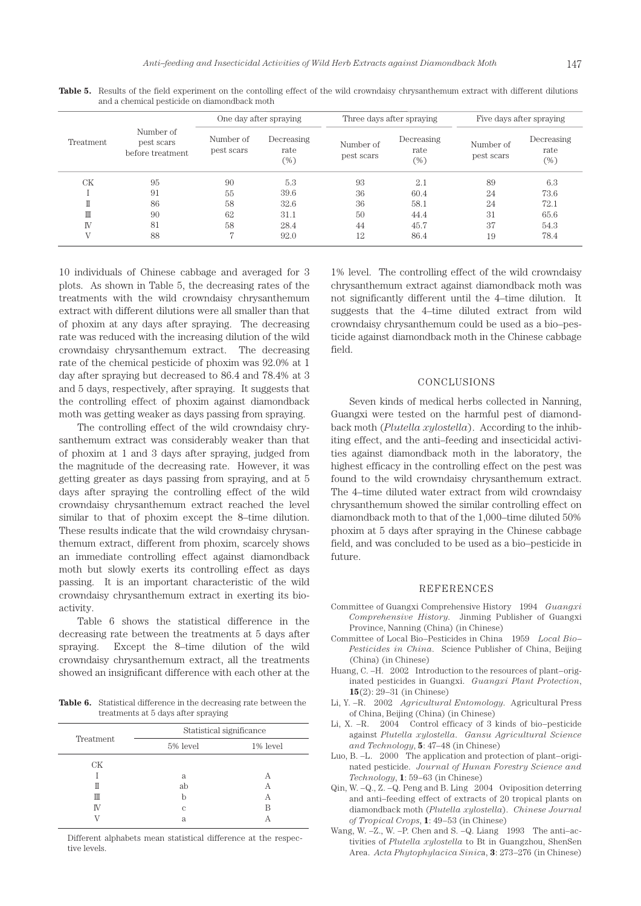**Table 5.** Results of the field experiment on the contolling effect of the wild crowndaisy chrysanthemum extract with different dilutions and a chemical pesticide on diamondback moth

| Treatment | Number of pest scars before treatment | One day after spraying | | Three days after spraying | | Five days after spraying | |
|---|---|---|---|---|---|---|---|
| | | Number of pest scars | Decreasing rate (%) | Number of pest scars | Decreasing rate (%) | Number of pest scars | Decreasing rate (%) |
| CK | 95 | 90 | 5.3 | 93 | 2.1 | 89 | 6.3 |
| Ⅰ | 91 | 55 | 39.6 | 36 | 60.4 | 24 | 73.6 |
| Ⅱ | 86 | 58 | 32.6 | 36 | 58.1 | 24 | 72.1 |
| Ⅲ | 90 | 62 | 31.1 | 50 | 44.4 | 31 | 65.6 |
| Ⅳ | 81 | 58 | 28.4 | 44 | 45.7 | 37 | 54.3 |
| Ⅴ | 88 | 7 | 92.0 | 12 | 86.4 | 19 | 78.4 |

10 individuals of Chinese cabbage and averaged for 3 plots. As shown in Table 5, the decreasing rates of the treatments with the wild crowndaisy chrysanthemum extract with different dilutions were all smaller than that of phoxim at any days after spraying. The decreasing rate was reduced with the increasing dilution of the wild crowndaisy chrysanthemum extract. The decreasing rate of the chemical pesticide of phoxim was 92.0% at 1 day after spraying but decreased to 86.4 and 78.4% at 3 and 5 days, respectively, after spraying. It suggests that the controlling effect of phoxim against diamondback moth was getting weaker as days passing from spraying.

The controlling effect of the wild crowndaisy chrysanthemum extract was considerably weaker than that of phoxim at 1 and 3 days after spraying, judged from the magnitude of the decreasing rate. However, it was getting greater as days passing from spraying, and at 5 days after spraying the controlling effect of the wild crowndaisy chrysanthemum extract reached the level similar to that of phoxim except the 8–time dilution. These results indicate that the wild crowndaisy chrysanthemum extract, different from phoxim, scarcely shows an immediate controlling effect against diamondback moth but slowly exerts its controlling effect as days passing. It is an important characteristic of the wild crowndaisy chrysanthemum extract in exerting its bioactivity.

Table 6 shows the statistical difference in the decreasing rate between the treatments at 5 days after spraying. Except the 8–time dilution of the wild crowndaisy chrysanthemum extract, all the treatments showed an insignificant difference with each other at the 1% level. The controlling effect of the wild crowndaisy chrysanthemum extract against diamondback moth was not significantly different until the 4–time dilution. It suggests that the 4–time diluted extract from wild crowndaisy chrysanthemum could be used as a bio–pesticide against diamondback moth in the Chinese cabbage field.

**Table 6.** Statistical difference in the decreasing rate between the treatments at 5 days after spraying

| Treatment | Statistical significance | |
|---|---|---|
| | 5% level | 1% level |
| CK | | |
| Ⅰ | a | A |
| Ⅱ | ab | A |
| Ⅲ | b | A |
| Ⅳ | c | B |
| Ⅴ | a | A |

Different alphabets mean statistical difference at the respective levels.

## CONCLUSIONS

Seven kinds of medical herbs collected in Nanning, Guangxi were tested on the harmful pest of diamondback moth (*Plutella xylostella*). According to the inhibiting effect, and the anti–feeding and insecticidal activities against diamondback moth in the laboratory, the highest efficacy in the controlling effect on the pest was found to the wild crowndaisy chrysanthemum extract. The 4–time diluted water extract from wild crowndaisy chrysanthemum showed the similar controlling effect on diamondback moth to that of the 1,000–time diluted 50% phoxim at 5 days after spraying in the Chinese cabbage field, and was concluded to be used as a bio–pesticide in future.

## REFERENCES

Committee of Guangxi Comprehensive History 1994 *Guangxi Comprehensive History.* Jinming Publisher of Guangxi Province, Nanning (China) (in Chinese)

Committee of Local Bio–Pesticides in China 1959 *Local Bio–Pesticides in China.* Science Publisher of China, Beijing (China) (in Chinese)

Huang, C. –H. 2002 Introduction to the resources of plant–originated pesticides in Guangxi. *Guangxi Plant Protection*, **15**(2): 29–31 (in Chinese)

Li, Y. –R. 2002 *Agricultural Entomology.* Agricultural Press of China, Beijing (China) (in Chinese)

Li, X. –R. 2004 Control efficacy of 3 kinds of bio–pesticide against *Plutella xylostella*. *Gansu Agricultural Science and Technology*, **5**: 47–48 (in Chinese)

Luo, B. –L. 2000 The application and protection of plant–originated pesticide. *Journal of Hunan Forestry Science and Technology*, **1**: 59–63 (in Chinese)

Qin, W. –Q., Z. –Q. Peng and B. Ling 2004 Oviposition deterring and anti–feeding effect of extracts of 20 tropical plants on diamondback moth (*Plutella xylostella*). *Chinese Journal of Tropical Crops*, **1**: 49–53 (in Chinese)

Wang, W. –Z., W. –P. Chen and S. –Q. Liang 1993 The anti–activities of *Plutella xylostella* to Bt in Guangzhou, ShenSen Area. *Acta Phytophylacica Sinica*, **3**: 273–276 (in Chinese)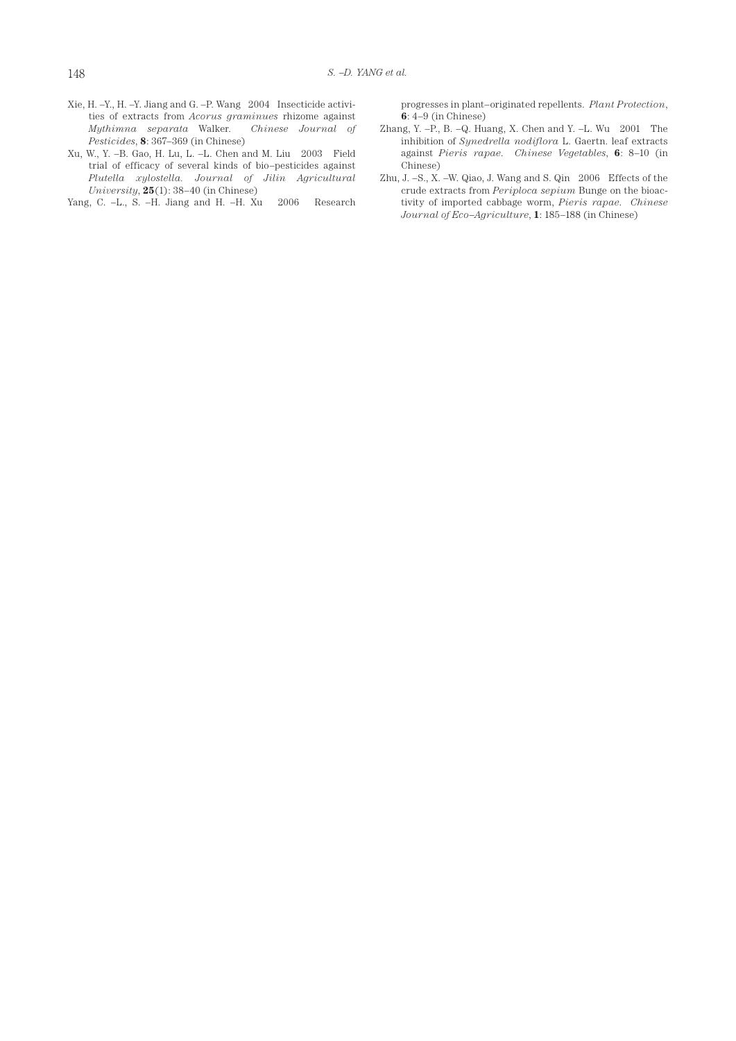Xie, H. –Y., H. –Y. Jiang and G. –P. Wang 2004 Insecticide activities of extracts from *Acorus graminues* rhizome against *Mythimna separata* Walker. *Chinese Journal of Pesticides*, **8**: 367–369 (in Chinese)

Xu, W., Y. –B. Gao, H. Lu, L. –L. Chen and M. Liu 2003 Field trial of efficacy of several kinds of bio–pesticides against *Plutella xylostella*. *Journal of Jilin Agricultural University*, **25**(1): 38–40 (in Chinese)

Yang, C. –L., S. –H. Jiang and H. –H. Xu 2006 Research progresses in plant–originated repellents. *Plant Protection*, **6**: 4–9 (in Chinese)

Zhang, Y. –P., B. –Q. Huang, X. Chen and Y. –L. Wu 2001 The inhibition of *Synedrella nodiflora* L. Gaertn. leaf extracts against *Pieris rapae*. *Chinese Vegetables*, **6**: 8–10 (in Chinese)

Zhu, J. –S., X. –W. Qiao, J. Wang and S. Qin 2006 Effects of the crude extracts from *Periploca sepium* Bunge on the bioactivity of imported cabbage worm, *Pieris rapae*. *Chinese Journal of Eco–Agriculture*, **1**: 185–188 (in Chinese)